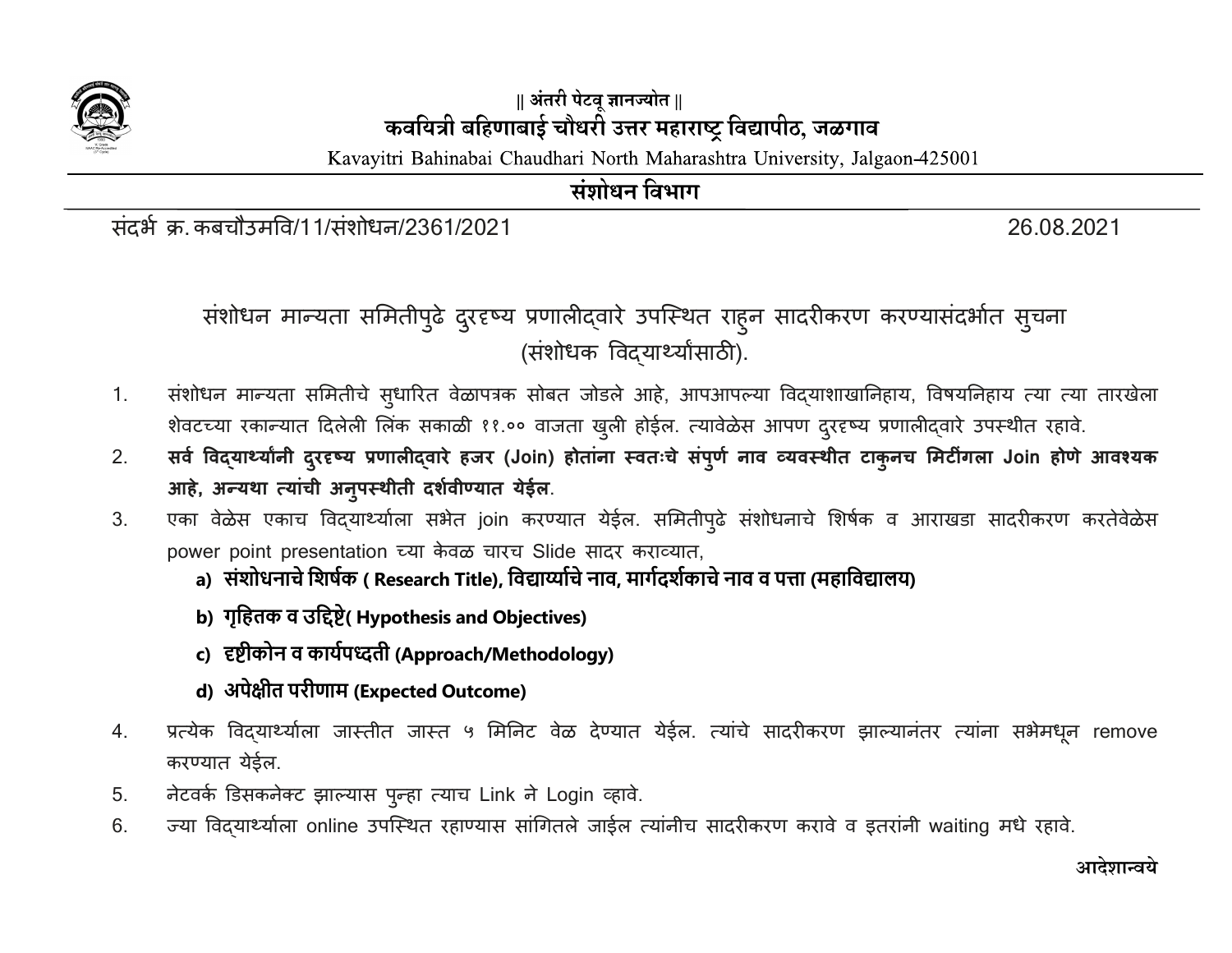|| अंतरी पेटवू ज्ञानज्योत ||

# कवयित्री बहिणाबाई चौधरी उत्तर महाराष्ट्र विद्यापीठ, जळगाव

Kavayitri Bahinabai Chaudhari North Maharashtra University, Jalgaon-425001

## संशोधन विभाग

संदर्भ क्र. कबचौउमवि/11/संशोधन/2361/2021 26.08.2021

### संशोधन मान्यता समितीपुढे दुरदृष्य प्रणालीद्वारे उपस्थित राहुन सादरीकरण करण्यासंदर्भात सुचना (संशोधक विद्यार्थ्यांसाठी).

1. संशोधन मान्यता समितीचे सुधारित वेळापत्रक सोबत जोडले आहे, आपआपल्या विद्याशाखानिहाय, विषयनिहाय त्या त्या तारखेला शेवटच्या रकान्यात दिलेली लिंक सकाळी ११.०० वाजता खुली होईल. त्यावेळेस आपण दुरदृष्य प्रणालीद्वारे उपस्थीत रहावे.
2. **सर्व विद्यार्थ्यांनी दुरदृष्य प्रणालीद्वारे हजर (Join) होतांना स्वतःचे संपुर्ण नाव व्यवस्थीत टाकुनच मिटींगला Join होणे आवश्यक आहे, अन्यथा त्यांची अनुपस्थीती दर्शवीण्यात येईल**.
3. एका वेळेस एकाच विद्यार्थ्याला सभेत join करण्यात येईल. समितीपुढे संशोधनाचे शिर्षक व आराखडा सादरीकरण करतेवेळेस power point presentation च्या केवळ चारच Slide सादर कराव्यात,
   a) **संशोधनाचे शिर्षक ( Research Title), विद्यार्थ्याचे नाव, मार्गदर्शकाचे नाव व पत्ता (महाविद्यालय)**
   b) **गृहितक व उद्दिष्टे( Hypothesis and Objectives)**
   c) **दृष्टीकोन व कार्यपध्दती (Approach/Methodology)**
   d) **अपेक्षीत परीणाम (Expected Outcome)**
4. प्रत्येक विद्यार्थ्याला जास्तीत जास्त ५ मिनिट वेळ देण्यात येईल. त्यांचे सादरीकरण झाल्यानंतर त्यांना सभेमधून remove करण्यात येईल.
5. नेटवर्क डिसकनेक्ट झाल्यास पुन्हा त्याच Link ने Login व्हावे.
6. ज्या विद्यार्थ्याला online उपस्थित रहाण्यास सांगितले जाईल त्यांनीच सादरीकरण करावे व इतरांनी waiting मधे रहावे.

**आदेशान्वये**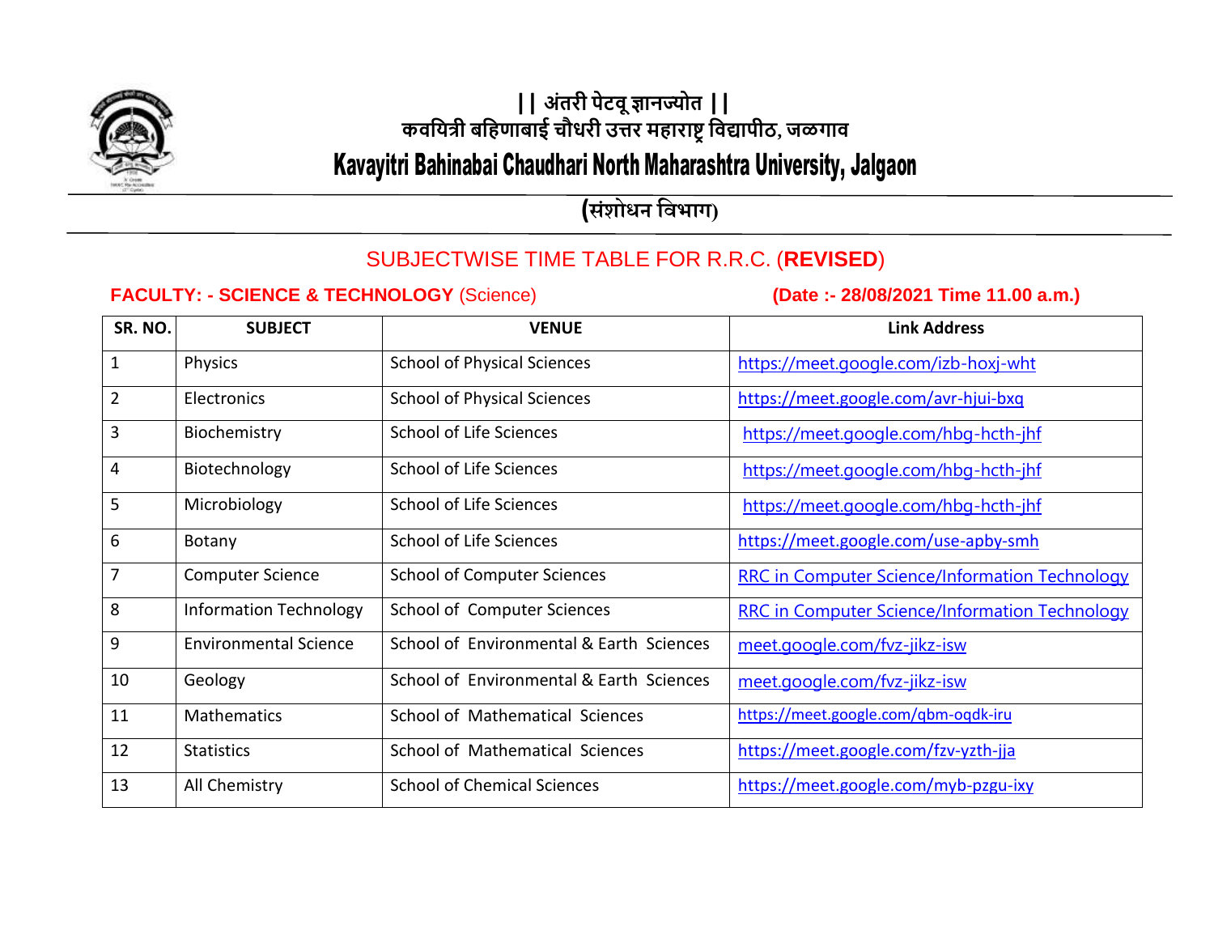# || अंतरी पेटवू ज्ञानज्योत ||

## कवयित्री बहिणाबाई चौधरी उत्तर महाराष्ट्र विद्यापीठ, जळगाव

## Kavayitri Bahinabai Chaudhari North Maharashtra University, Jalgaon

### (संशोधन विभाग)

### SUBJECTWISE TIME TABLE FOR R.R.C. (**REVISED**)

**FACULTY: - SCIENCE & TECHNOLOGY** (Science) **(Date :- 28/08/2021 Time 11.00 a.m.)**

| SR. NO. | SUBJECT | VENUE | Link Address |
|---|---|---|---|
| 1 | Physics | School of Physical Sciences | https://meet.google.com/izb-hoxj-wht |
| 2 | Electronics | School of Physical Sciences | https://meet.google.com/avr-hjui-bxq |
| 3 | Biochemistry | School of Life Sciences | https://meet.google.com/hbg-hcth-jhf |
| 4 | Biotechnology | School of Life Sciences | https://meet.google.com/hbg-hcth-jhf |
| 5 | Microbiology | School of Life Sciences | https://meet.google.com/hbg-hcth-jhf |
| 6 | Botany | School of Life Sciences | https://meet.google.com/use-apby-smh |
| 7 | Computer Science | School of Computer Sciences | RRC in Computer Science/Information Technology |
| 8 | Information Technology | School of Computer Sciences | RRC in Computer Science/Information Technology |
| 9 | Environmental Science | School of Environmental & Earth Sciences | meet.google.com/fvz-jikz-isw |
| 10 | Geology | School of Environmental & Earth Sciences | meet.google.com/fvz-jikz-isw |
| 11 | Mathematics | School of Mathematical Sciences | https://meet.google.com/qbm-oqdk-iru |
| 12 | Statistics | School of Mathematical Sciences | https://meet.google.com/fzv-yzth-jja |
| 13 | All Chemistry | School of Chemical Sciences | https://meet.google.com/myb-pzgu-ixy |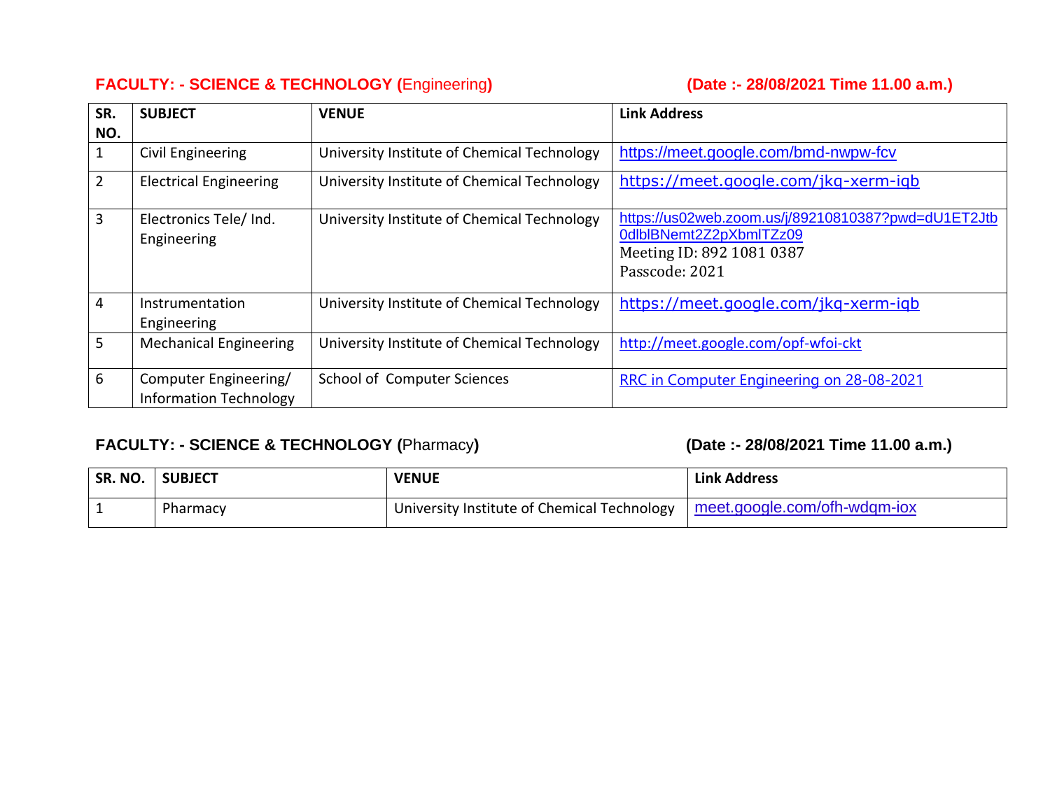**FACULTY: - SCIENCE & TECHNOLOGY (Engineering)** **(Date :- 28/08/2021 Time 11.00 a.m.)**

| SR. NO. | SUBJECT | VENUE | Link Address |
|---|---|---|---|
| 1 | Civil Engineering | University Institute of Chemical Technology | https://meet.google.com/bmd-nwpw-fcv |
| 2 | Electrical Engineering | University Institute of Chemical Technology | https://meet.google.com/jkq-xerm-iqb |
| 3 | Electronics Tele/ Ind. Engineering | University Institute of Chemical Technology | https://us02web.zoom.us/j/89210810387?pwd=dU1ET2Jtb0dlblBNemt2Z2pXbmlTZz09<br>Meeting ID: 892 1081 0387<br>Passcode: 2021 |
| 4 | Instrumentation Engineering | University Institute of Chemical Technology | https://meet.google.com/jkq-xerm-iqb |
| 5 | Mechanical Engineering | University Institute of Chemical Technology | http://meet.google.com/opf-wfoi-ckt |
| 6 | Computer Engineering/ Information Technology | School of Computer Sciences | RRC in Computer Engineering on 28-08-2021 |

**FACULTY: - SCIENCE & TECHNOLOGY (Pharmacy)** **(Date :- 28/08/2021 Time 11.00 a.m.)**

| SR. NO. | SUBJECT | VENUE | Link Address |
|---|---|---|---|
| 1 | Pharmacy | University Institute of Chemical Technology | meet.google.com/ofh-wdqm-iox |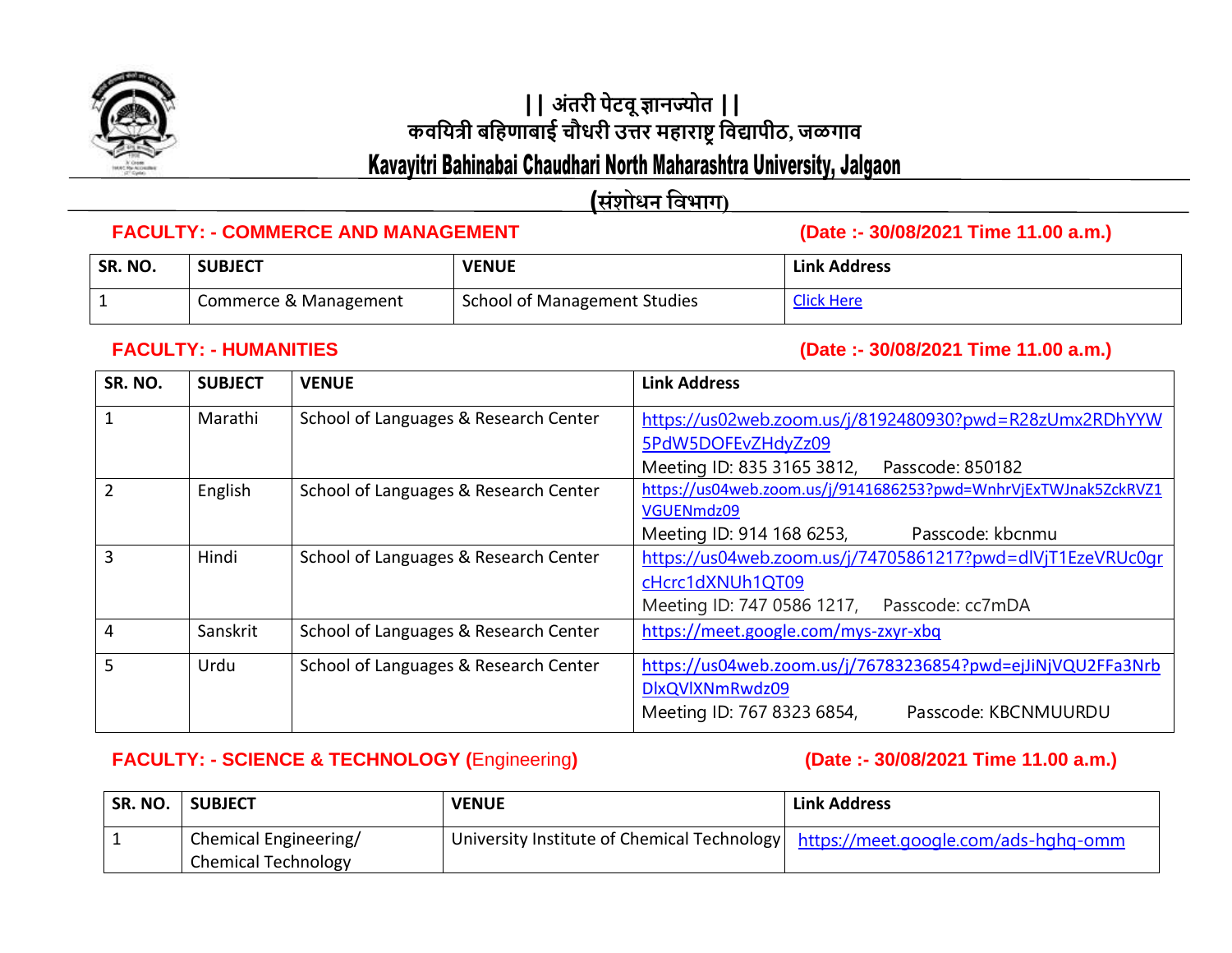# || अंतरी पेटवू ज्ञानज्योत ||

# कवयित्री बहिणाबाई चौधरी उत्तर महाराष्ट्र विद्यापीठ, जळगाव

# Kavayitri Bahinabai Chaudhari North Maharashtra University, Jalgaon

## (संशोधन विभाग)

**FACULTY: - COMMERCE AND MANAGEMENT** **(Date :- 30/08/2021 Time 11.00 a.m.)**

| SR. NO. | SUBJECT | VENUE | Link Address |
|---|---|---|---|
| 1 | Commerce & Management | School of Management Studies | Click Here |

**FACULTY: - HUMANITIES** **(Date :- 30/08/2021 Time 11.00 a.m.)**

| SR. NO. | SUBJECT | VENUE | Link Address |
|---|---|---|---|
| 1 | Marathi | School of Languages & Research Center | https://us02web.zoom.us/j/8192480930?pwd=R28zUmx2RDhYYW5PdW5DOFEvZHdyZz09 Meeting ID: 835 3165 3812, Passcode: 850182 |
| 2 | English | School of Languages & Research Center | https://us04web.zoom.us/j/9141686253?pwd=WnhrVjExTWJnak5ZckRVZ1VGUENmdz09 Meeting ID: 914 168 6253, Passcode: kbcnmu |
| 3 | Hindi | School of Languages & Research Center | https://us04web.zoom.us/j/74705861217?pwd=dlVjT1EzeVRUc0grcHcrc1dXNUh1QT09 Meeting ID: 747 0586 1217, Passcode: cc7mDA |
| 4 | Sanskrit | School of Languages & Research Center | https://meet.google.com/mys-zxyr-xbq |
| 5 | Urdu | School of Languages & Research Center | https://us04web.zoom.us/j/76783236854?pwd=ejJiNjVQU2FFa3NrbDlxQVlXNmRwdz09 Meeting ID: 767 8323 6854, Passcode: KBCNMUURDU |

**FACULTY: - SCIENCE & TECHNOLOGY (**Engineering**)** **(Date :- 30/08/2021 Time 11.00 a.m.)**

| SR. NO. | SUBJECT | VENUE | Link Address |
|---|---|---|---|
| 1 | Chemical Engineering/ Chemical Technology | University Institute of Chemical Technology | https://meet.google.com/ads-hghq-omm |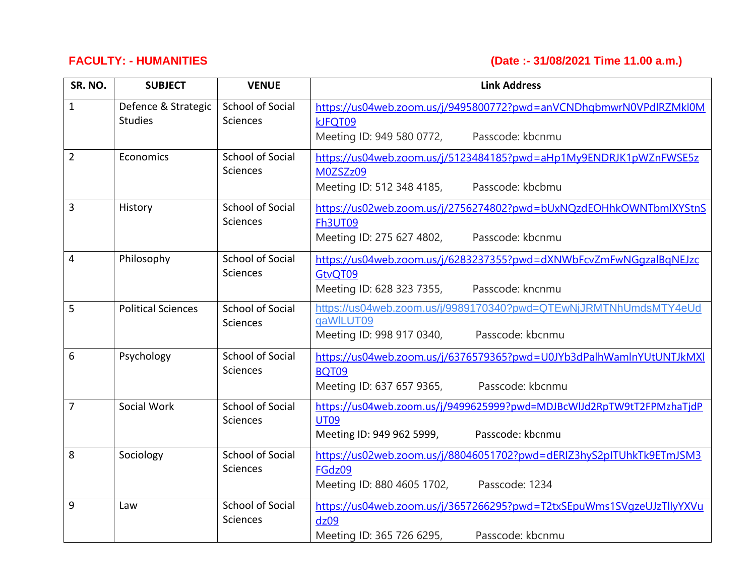**FACULTY: - HUMANITIES** **(Date :- 31/08/2021 Time 11.00 a.m.)**

| SR. NO. | SUBJECT | VENUE | Link Address |
|---|---|---|---|
| 1 | Defence & Strategic Studies | School of Social Sciences | https://us04web.zoom.us/j/9495800772?pwd=anVCNDhqbmwrN0VPdlRZMkl0MkJFQT09 Meeting ID: 949 580 0772, Passcode: kbcnmu |
| 2 | Economics | School of Social Sciences | https://us04web.zoom.us/j/5123484185?pwd=aHp1My9ENDRJK1pWZnFWSE5zM0ZSZz09 Meeting ID: 512 348 4185, Passcode: kbcbmu |
| 3 | History | School of Social Sciences | https://us02web.zoom.us/j/2756274802?pwd=bUxNQzdEOHhkOWNTbmlXYStnSFh3UT09 Meeting ID: 275 627 4802, Passcode: kbcnmu |
| 4 | Philosophy | School of Social Sciences | https://us04web.zoom.us/j/6283237355?pwd=dXNWbFcvZmFwNGgzalBqNEJzcGtvQT09 Meeting ID: 628 323 7355, Passcode: kncnmu |
| 5 | Political Sciences | School of Social Sciences | https://us04web.zoom.us/j/9989170340?pwd=QTEwNjJRMTNhUmdsMTY4eUdqaWlLUT09 Meeting ID: 998 917 0340, Passcode: kbcnmu |
| 6 | Psychology | School of Social Sciences | https://us04web.zoom.us/j/6376579365?pwd=U0JYb3dPalhWamlnYUtUNTJkMXlBQT09 Meeting ID: 637 657 9365, Passcode: kbcnmu |
| 7 | Social Work | School of Social Sciences | https://us04web.zoom.us/j/9499625999?pwd=MDJBcWlJd2RpTW9tT2FPMzhaTjdPUT09 Meeting ID: 949 962 5999, Passcode: kbcnmu |
| 8 | Sociology | School of Social Sciences | https://us02web.zoom.us/j/88046051702?pwd=dERIZ3hyS2pITUhkTk9ETmJSM3FGdz09 Meeting ID: 880 4605 1702, Passcode: 1234 |
| 9 | Law | School of Social Sciences | https://us04web.zoom.us/j/3657266295?pwd=T2txSEpuWms1SVgzeUJzTllyYXVudz09 Meeting ID: 365 726 6295, Passcode: kbcnmu |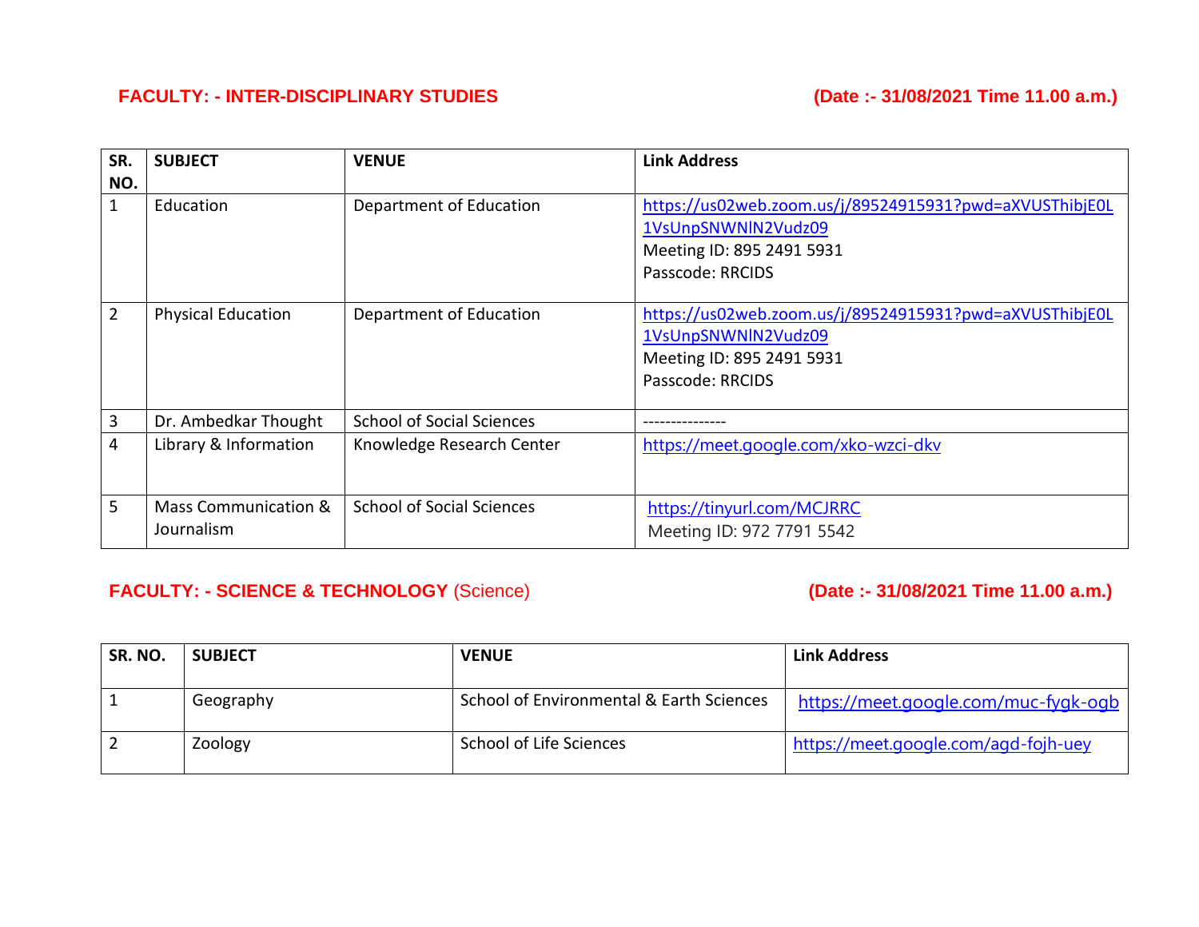**FACULTY: - INTER-DISCIPLINARY STUDIES** **(Date :- 31/08/2021 Time 11.00 a.m.)**

| SR. NO. | SUBJECT | VENUE | Link Address |
|---|---|---|---|
| 1 | Education | Department of Education | https://us02web.zoom.us/j/89524915931?pwd=aXVUSThibjE0L1VsUnpSNWNlN2Vudz09<br>Meeting ID: 895 2491 5931<br>Passcode: RRCIDS |
| 2 | Physical Education | Department of Education | https://us02web.zoom.us/j/89524915931?pwd=aXVUSThibjE0L1VsUnpSNWNlN2Vudz09<br>Meeting ID: 895 2491 5931<br>Passcode: RRCIDS |
| 3 | Dr. Ambedkar Thought | School of Social Sciences | --------------- |
| 4 | Library & Information | Knowledge Research Center | https://meet.google.com/xko-wzci-dkv |
| 5 | Mass Communication & Journalism | School of Social Sciences | https://tinyurl.com/MCJRRC<br>Meeting ID: 972 7791 5542 |

**FACULTY: - SCIENCE & TECHNOLOGY** (Science) **(Date :- 31/08/2021 Time 11.00 a.m.)**

| SR. NO. | SUBJECT | VENUE | Link Address |
|---|---|---|---|
| 1 | Geography | School of Environmental & Earth Sciences | https://meet.google.com/muc-fygk-ogb |
| 2 | Zoology | School of Life Sciences | https://meet.google.com/agd-fojh-uey |